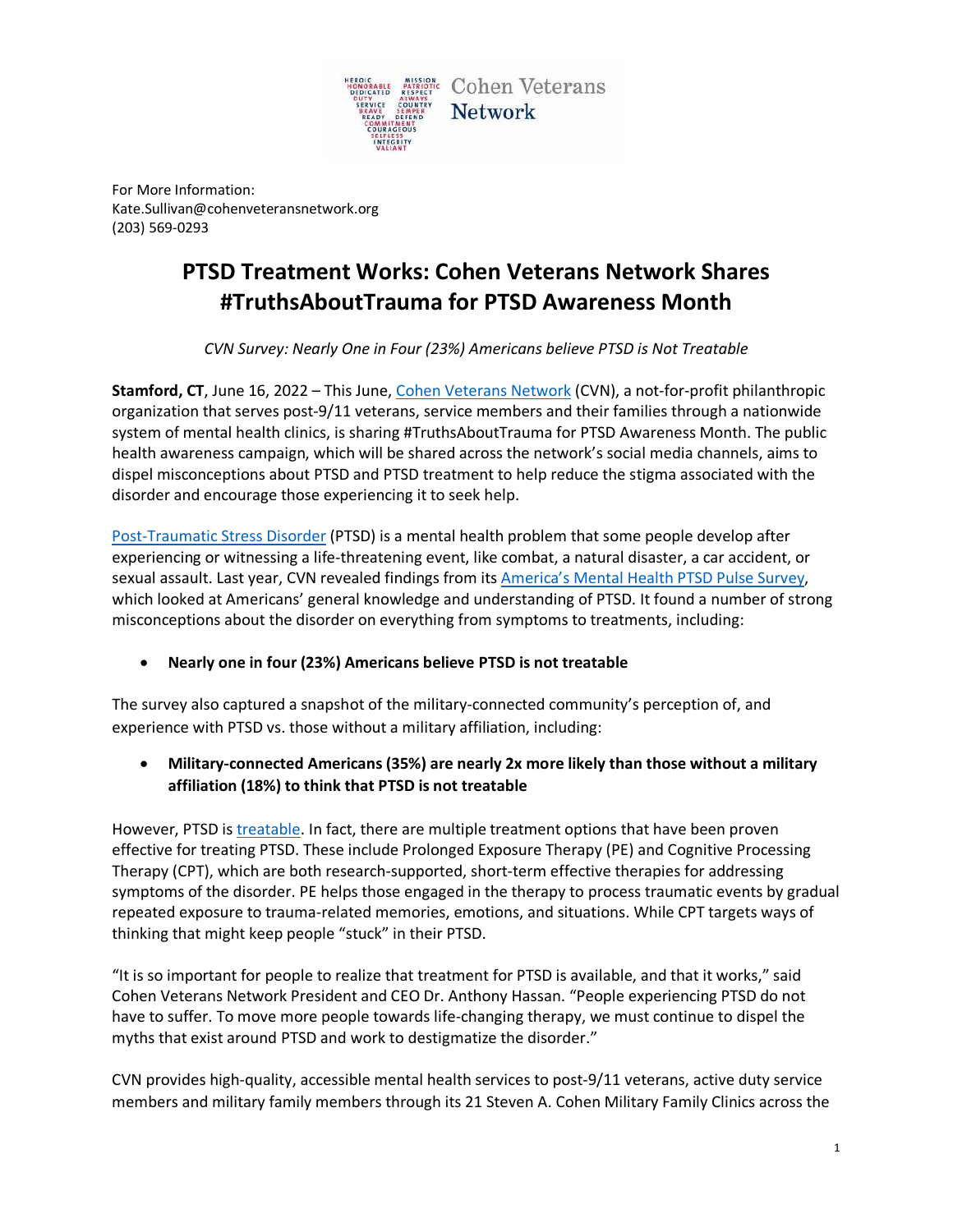For More Information:
Kate.Sullivan@cohenveteransnetwork.org
(203) 569-0293

# PTSD Treatment Works: Cohen Veterans Network Shares #TruthsAboutTrauma for PTSD Awareness Month

*CVN Survey: Nearly One in Four (23%) Americans believe PTSD is Not Treatable*

**Stamford, CT**, June 16, 2022 – This June, Cohen Veterans Network (CVN), a not-for-profit philanthropic organization that serves post-9/11 veterans, service members and their families through a nationwide system of mental health clinics, is sharing #TruthsAboutTrauma for PTSD Awareness Month. The public health awareness campaign, which will be shared across the network's social media channels, aims to dispel misconceptions about PTSD and PTSD treatment to help reduce the stigma associated with the disorder and encourage those experiencing it to seek help.

Post-Traumatic Stress Disorder (PTSD) is a mental health problem that some people develop after experiencing or witnessing a life-threatening event, like combat, a natural disaster, a car accident, or sexual assault. Last year, CVN revealed findings from its America's Mental Health PTSD Pulse Survey, which looked at Americans' general knowledge and understanding of PTSD. It found a number of strong misconceptions about the disorder on everything from symptoms to treatments, including:

- **Nearly one in four (23%) Americans believe PTSD is not treatable**

The survey also captured a snapshot of the military-connected community's perception of, and experience with PTSD vs. those without a military affiliation, including:

- **Military-connected Americans (35%) are nearly 2x more likely than those without a military affiliation (18%) to think that PTSD is not treatable**

However, PTSD is treatable. In fact, there are multiple treatment options that have been proven effective for treating PTSD. These include Prolonged Exposure Therapy (PE) and Cognitive Processing Therapy (CPT), which are both research-supported, short-term effective therapies for addressing symptoms of the disorder. PE helps those engaged in the therapy to process traumatic events by gradual repeated exposure to trauma-related memories, emotions, and situations. While CPT targets ways of thinking that might keep people "stuck" in their PTSD.

"It is so important for people to realize that treatment for PTSD is available, and that it works," said Cohen Veterans Network President and CEO Dr. Anthony Hassan. "People experiencing PTSD do not have to suffer. To move more people towards life-changing therapy, we must continue to dispel the myths that exist around PTSD and work to destigmatize the disorder."

CVN provides high-quality, accessible mental health services to post-9/11 veterans, active duty service members and military family members through its 21 Steven A. Cohen Military Family Clinics across the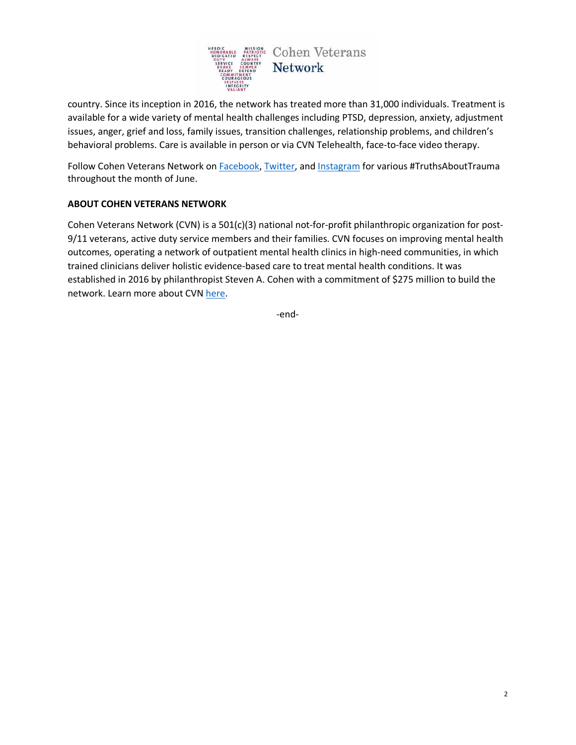country. Since its inception in 2016, the network has treated more than 31,000 individuals. Treatment is available for a wide variety of mental health challenges including PTSD, depression, anxiety, adjustment issues, anger, grief and loss, family issues, transition challenges, relationship problems, and children's behavioral problems. Care is available in person or via CVN Telehealth, face-to-face video therapy.

Follow Cohen Veterans Network on Facebook, Twitter, and Instagram for various #TruthsAboutTrauma throughout the month of June.

**ABOUT COHEN VETERANS NETWORK**

Cohen Veterans Network (CVN) is a 501(c)(3) national not-for-profit philanthropic organization for post-9/11 veterans, active duty service members and their families. CVN focuses on improving mental health outcomes, operating a network of outpatient mental health clinics in high-need communities, in which trained clinicians deliver holistic evidence-based care to treat mental health conditions. It was established in 2016 by philanthropist Steven A. Cohen with a commitment of $275 million to build the network. Learn more about CVN here.

-end-